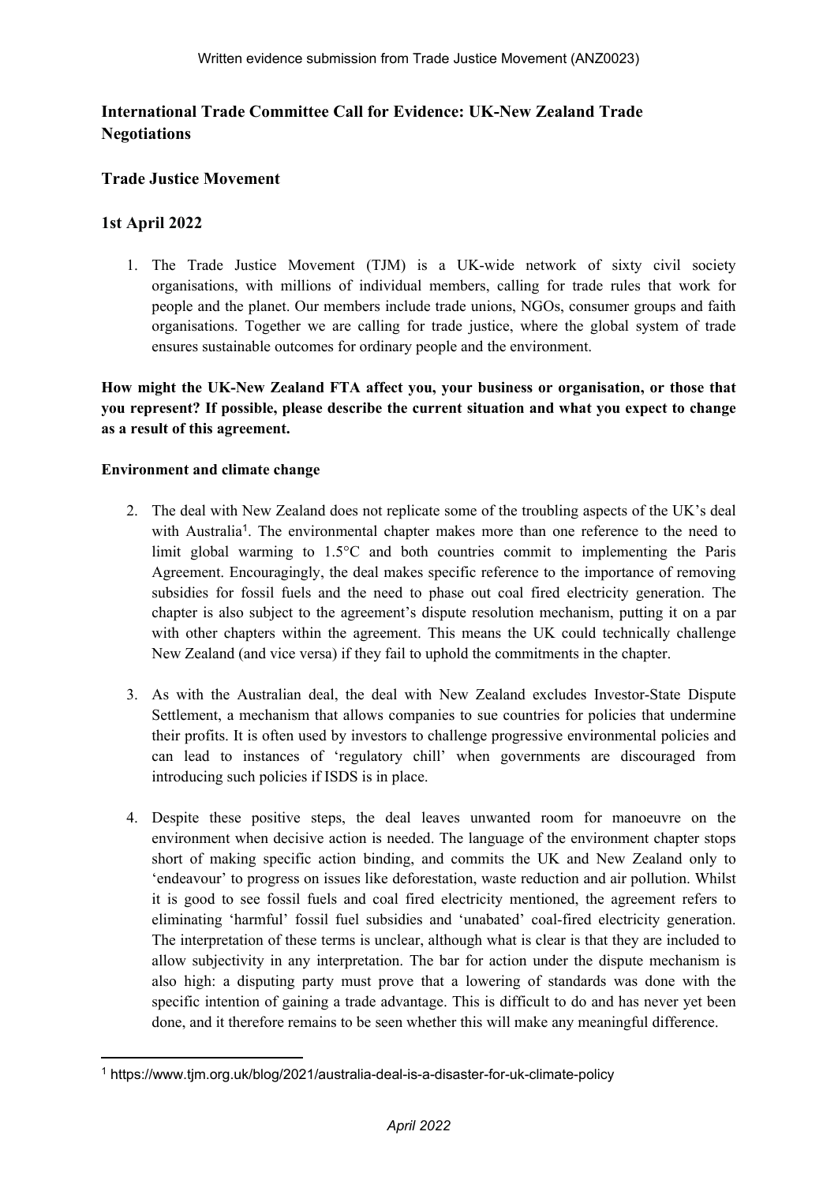**International Trade Committee Call for Evidence: UK-New Zealand Trade Negotiations**

**Trade Justice Movement**

**1st April 2022**

1. The Trade Justice Movement (TJM) is a UK-wide network of sixty civil society organisations, with millions of individual members, calling for trade rules that work for people and the planet. Our members include trade unions, NGOs, consumer groups and faith organisations. Together we are calling for trade justice, where the global system of trade ensures sustainable outcomes for ordinary people and the environment.

**How might the UK-New Zealand FTA affect you, your business or organisation, or those that you represent? If possible, please describe the current situation and what you expect to change as a result of this agreement.**

**Environment and climate change**

2. The deal with New Zealand does not replicate some of the troubling aspects of the UK's deal with Australia[1]. The environmental chapter makes more than one reference to the need to limit global warming to 1.5°C and both countries commit to implementing the Paris Agreement. Encouragingly, the deal makes specific reference to the importance of removing subsidies for fossil fuels and the need to phase out coal fired electricity generation. The chapter is also subject to the agreement's dispute resolution mechanism, putting it on a par with other chapters within the agreement. This means the UK could technically challenge New Zealand (and vice versa) if they fail to uphold the commitments in the chapter.

3. As with the Australian deal, the deal with New Zealand excludes Investor-State Dispute Settlement, a mechanism that allows companies to sue countries for policies that undermine their profits. It is often used by investors to challenge progressive environmental policies and can lead to instances of 'regulatory chill' when governments are discouraged from introducing such policies if ISDS is in place.

4. Despite these positive steps, the deal leaves unwanted room for manoeuvre on the environment when decisive action is needed. The language of the environment chapter stops short of making specific action binding, and commits the UK and New Zealand only to 'endeavour' to progress on issues like deforestation, waste reduction and air pollution. Whilst it is good to see fossil fuels and coal fired electricity mentioned, the agreement refers to eliminating 'harmful' fossil fuel subsidies and 'unabated' coal-fired electricity generation. The interpretation of these terms is unclear, although what is clear is that they are included to allow subjectivity in any interpretation. The bar for action under the dispute mechanism is also high: a disputing party must prove that a lowering of standards was done with the specific intention of gaining a trade advantage. This is difficult to do and has never yet been done, and it therefore remains to be seen whether this will make any meaningful difference.

[1] https://www.tjm.org.uk/blog/2021/australia-deal-is-a-disaster-for-uk-climate-policy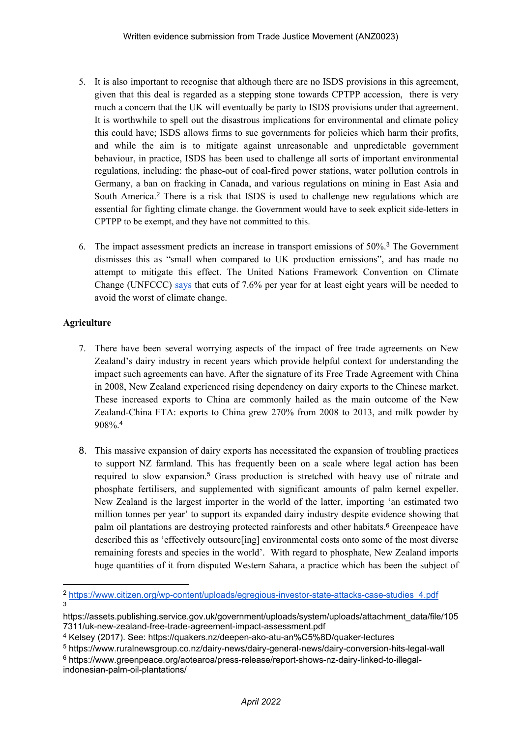5. It is also important to recognise that although there are no ISDS provisions in this agreement, given that this deal is regarded as a stepping stone towards CPTPP accession, there is very much a concern that the UK will eventually be party to ISDS provisions under that agreement. It is worthwhile to spell out the disastrous implications for environmental and climate policy this could have; ISDS allows firms to sue governments for policies which harm their profits, and while the aim is to mitigate against unreasonable and unpredictable government behaviour, in practice, ISDS has been used to challenge all sorts of important environmental regulations, including: the phase-out of coal-fired power stations, water pollution controls in Germany, a ban on fracking in Canada, and various regulations on mining in East Asia and South America.[2] There is a risk that ISDS is used to challenge new regulations which are essential for fighting climate change. the Government would have to seek explicit side-letters in CPTPP to be exempt, and they have not committed to this.

6. The impact assessment predicts an increase in transport emissions of 50%.[3] The Government dismisses this as "small when compared to UK production emissions", and has made no attempt to mitigate this effect. The United Nations Framework Convention on Climate Change (UNFCCC) says that cuts of 7.6% per year for at least eight years will be needed to avoid the worst of climate change.

**Agriculture**

7. There have been several worrying aspects of the impact of free trade agreements on New Zealand's dairy industry in recent years which provide helpful context for understanding the impact such agreements can have. After the signature of its Free Trade Agreement with China in 2008, New Zealand experienced rising dependency on dairy exports to the Chinese market. These increased exports to China are commonly hailed as the main outcome of the New Zealand-China FTA: exports to China grew 270% from 2008 to 2013, and milk powder by 908%.[4]

8. This massive expansion of dairy exports has necessitated the expansion of troubling practices to support NZ farmland. This has frequently been on a scale where legal action has been required to slow expansion.[5] Grass production is stretched with heavy use of nitrate and phosphate fertilisers, and supplemented with significant amounts of palm kernel expeller. New Zealand is the largest importer in the world of the latter, importing 'an estimated two million tonnes per year' to support its expanded dairy industry despite evidence showing that palm oil plantations are destroying protected rainforests and other habitats.[6] Greenpeace have described this as 'effectively outsourc[ing] environmental costs onto some of the most diverse remaining forests and species in the world'. With regard to phosphate, New Zealand imports huge quantities of it from disputed Western Sahara, a practice which has been the subject of

---

[2] https://www.citizen.org/wp-content/uploads/egregious-investor-state-attacks-case-studies_4.pdf

[3] https://assets.publishing.service.gov.uk/government/uploads/system/uploads/attachment_data/file/1057311/uk-new-zealand-free-trade-agreement-impact-assessment.pdf

[4] Kelsey (2017). See: https://quakers.nz/deepen-ako-atu-an%C5%8D/quaker-lectures

[5] https://www.ruralnewsgroup.co.nz/dairy-news/dairy-general-news/dairy-conversion-hits-legal-wall

[6] https://www.greenpeace.org/aotearoa/press-release/report-shows-nz-dairy-linked-to-illegal-indonesian-palm-oil-plantations/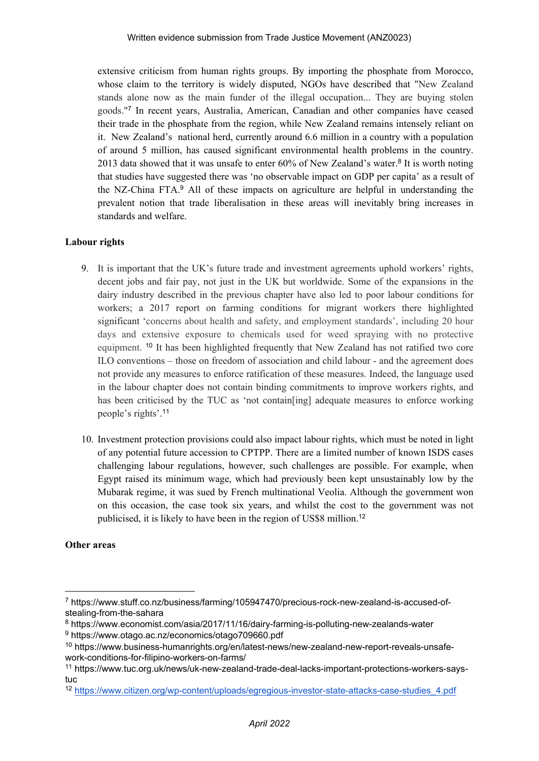extensive criticism from human rights groups. By importing the phosphate from Morocco, whose claim to the territory is widely disputed, NGOs have described that "New Zealand stands alone now as the main funder of the illegal occupation... They are buying stolen goods."[7] In recent years, Australia, American, Canadian and other companies have ceased their trade in the phosphate from the region, while New Zealand remains intensely reliant on it. New Zealand's national herd, currently around 6.6 million in a country with a population of around 5 million, has caused significant environmental health problems in the country. 2013 data showed that it was unsafe to enter 60% of New Zealand's water.[8] It is worth noting that studies have suggested there was 'no observable impact on GDP per capita' as a result of the NZ-China FTA.[9] All of these impacts on agriculture are helpful in understanding the prevalent notion that trade liberalisation in these areas will inevitably bring increases in standards and welfare.

**Labour rights**

9. It is important that the UK's future trade and investment agreements uphold workers' rights, decent jobs and fair pay, not just in the UK but worldwide. Some of the expansions in the dairy industry described in the previous chapter have also led to poor labour conditions for workers; a 2017 report on farming conditions for migrant workers there highlighted significant 'concerns about health and safety, and employment standards', including 20 hour days and extensive exposure to chemicals used for weed spraying with no protective equipment. [10] It has been highlighted frequently that New Zealand has not ratified two core ILO conventions – those on freedom of association and child labour - and the agreement does not provide any measures to enforce ratification of these measures. Indeed, the language used in the labour chapter does not contain binding commitments to improve workers rights, and has been criticised by the TUC as 'not contain[ing] adequate measures to enforce working people's rights'.[11]

10. Investment protection provisions could also impact labour rights, which must be noted in light of any potential future accession to CPTPP. There are a limited number of known ISDS cases challenging labour regulations, however, such challenges are possible. For example, when Egypt raised its minimum wage, which had previously been kept unsustainably low by the Mubarak regime, it was sued by French multinational Veolia. Although the government won on this occasion, the case took six years, and whilst the cost to the government was not publicised, it is likely to have been in the region of US$8 million.[12]

**Other areas**

---

[7] https://www.stuff.co.nz/business/farming/105947470/precious-rock-new-zealand-is-accused-of-stealing-from-the-sahara

[8] https://www.economist.com/asia/2017/11/16/dairy-farming-is-polluting-new-zealands-water

[9] https://www.otago.ac.nz/economics/otago709660.pdf

[10] https://www.business-humanrights.org/en/latest-news/new-zealand-new-report-reveals-unsafe-work-conditions-for-filipino-workers-on-farms/

[11] https://www.tuc.org.uk/news/uk-new-zealand-trade-deal-lacks-important-protections-workers-says-tuc

[12] https://www.citizen.org/wp-content/uploads/egregious-investor-state-attacks-case-studies_4.pdf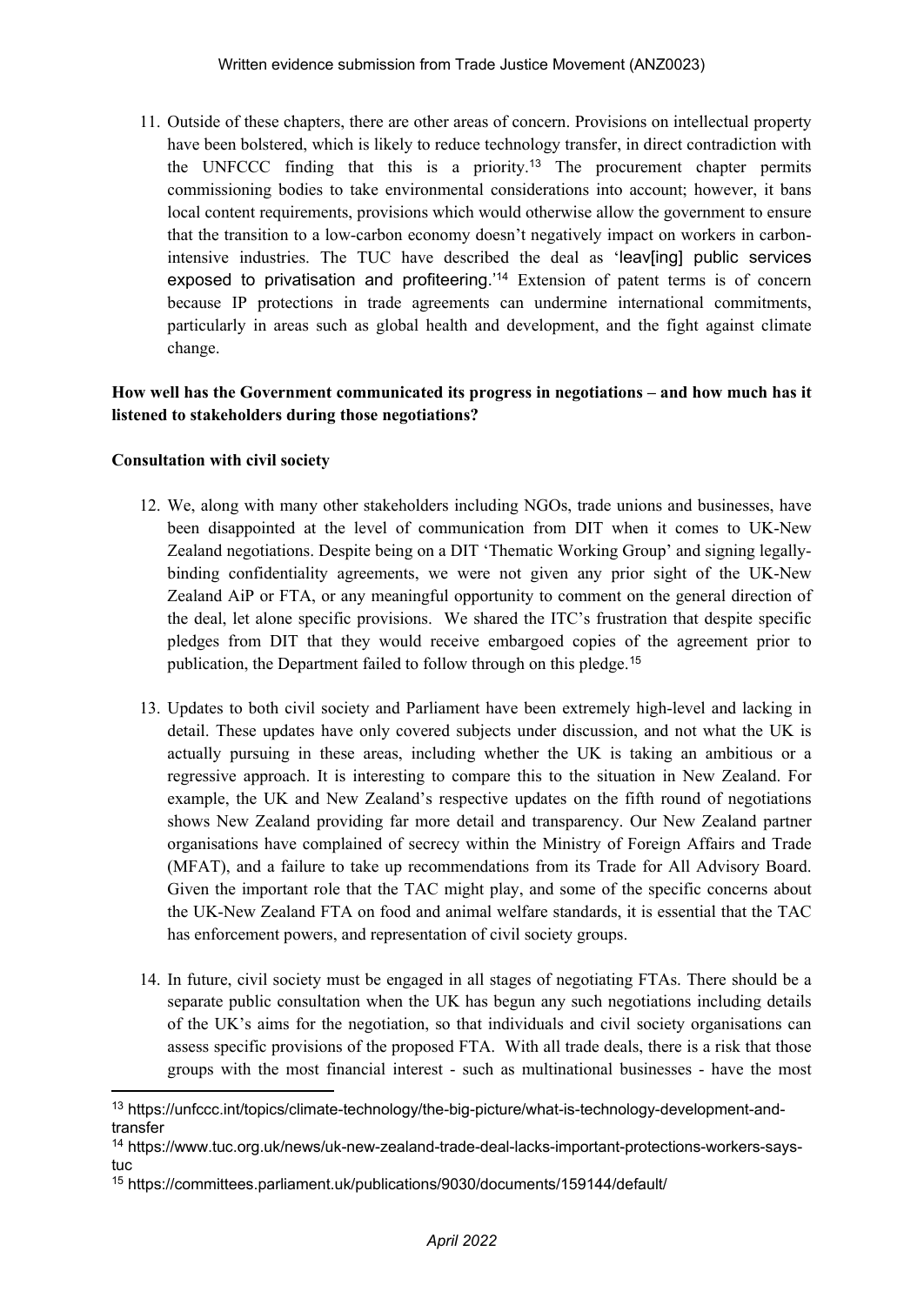11. Outside of these chapters, there are other areas of concern. Provisions on intellectual property have been bolstered, which is likely to reduce technology transfer, in direct contradiction with the UNFCCC finding that this is a priority.[13] The procurement chapter permits commissioning bodies to take environmental considerations into account; however, it bans local content requirements, provisions which would otherwise allow the government to ensure that the transition to a low-carbon economy doesn't negatively impact on workers in carbon-intensive industries. The TUC have described the deal as 'leav[ing] public services exposed to privatisation and profiteering.'[14] Extension of patent terms is of concern because IP protections in trade agreements can undermine international commitments, particularly in areas such as global health and development, and the fight against climate change.

**How well has the Government communicated its progress in negotiations – and how much has it listened to stakeholders during those negotiations?**

**Consultation with civil society**

12. We, along with many other stakeholders including NGOs, trade unions and businesses, have been disappointed at the level of communication from DIT when it comes to UK-New Zealand negotiations. Despite being on a DIT 'Thematic Working Group' and signing legally-binding confidentiality agreements, we were not given any prior sight of the UK-New Zealand AiP or FTA, or any meaningful opportunity to comment on the general direction of the deal, let alone specific provisions. We shared the ITC's frustration that despite specific pledges from DIT that they would receive embargoed copies of the agreement prior to publication, the Department failed to follow through on this pledge.[15]

13. Updates to both civil society and Parliament have been extremely high-level and lacking in detail. These updates have only covered subjects under discussion, and not what the UK is actually pursuing in these areas, including whether the UK is taking an ambitious or a regressive approach. It is interesting to compare this to the situation in New Zealand. For example, the UK and New Zealand's respective updates on the fifth round of negotiations shows New Zealand providing far more detail and transparency. Our New Zealand partner organisations have complained of secrecy within the Ministry of Foreign Affairs and Trade (MFAT), and a failure to take up recommendations from its Trade for All Advisory Board. Given the important role that the TAC might play, and some of the specific concerns about the UK-New Zealand FTA on food and animal welfare standards, it is essential that the TAC has enforcement powers, and representation of civil society groups.

14. In future, civil society must be engaged in all stages of negotiating FTAs. There should be a separate public consultation when the UK has begun any such negotiations including details of the UK's aims for the negotiation, so that individuals and civil society organisations can assess specific provisions of the proposed FTA. With all trade deals, there is a risk that those groups with the most financial interest - such as multinational businesses - have the most

---

[13] https://unfccc.int/topics/climate-technology/the-big-picture/what-is-technology-development-and-transfer

[14] https://www.tuc.org.uk/news/uk-new-zealand-trade-deal-lacks-important-protections-workers-says-tuc

[15] https://committees.parliament.uk/publications/9030/documents/159144/default/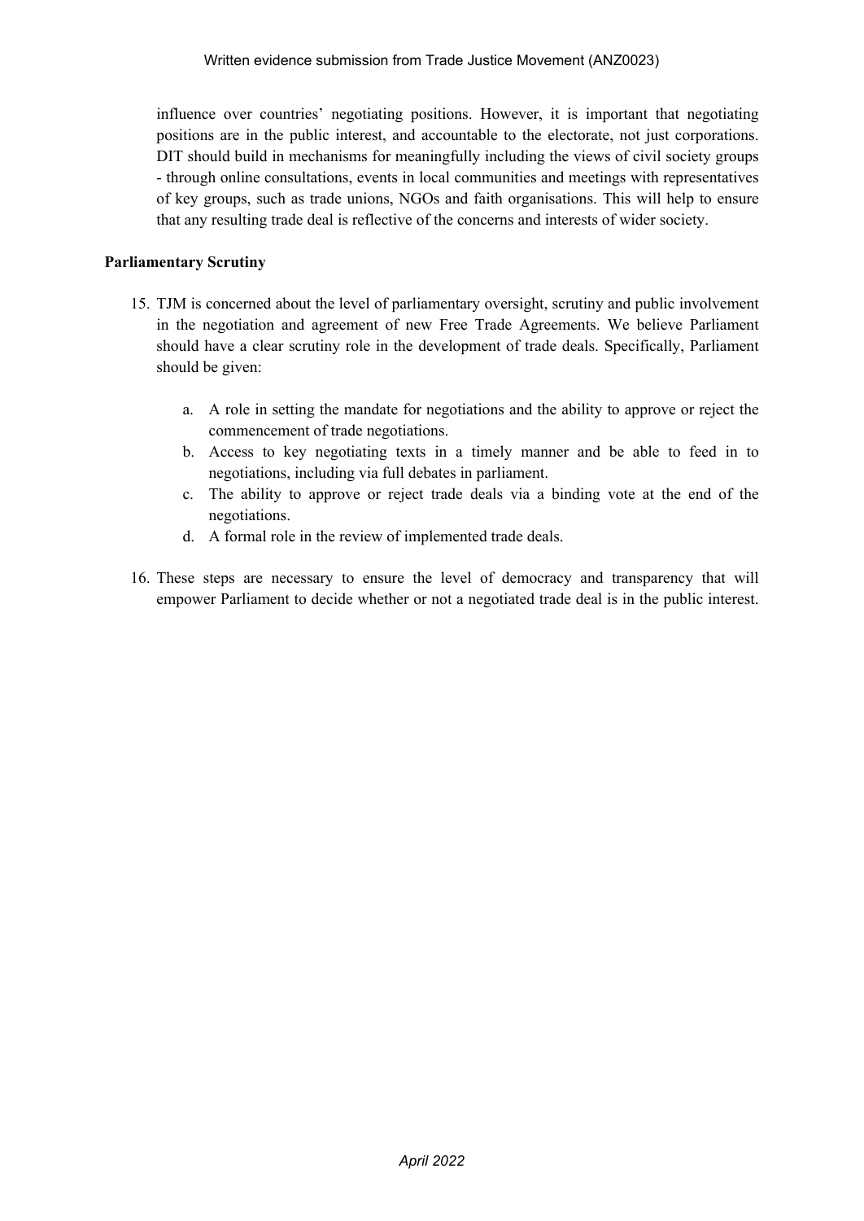influence over countries' negotiating positions. However, it is important that negotiating positions are in the public interest, and accountable to the electorate, not just corporations. DIT should build in mechanisms for meaningfully including the views of civil society groups - through online consultations, events in local communities and meetings with representatives of key groups, such as trade unions, NGOs and faith organisations. This will help to ensure that any resulting trade deal is reflective of the concerns and interests of wider society.

**Parliamentary Scrutiny**

15. TJM is concerned about the level of parliamentary oversight, scrutiny and public involvement in the negotiation and agreement of new Free Trade Agreements. We believe Parliament should have a clear scrutiny role in the development of trade deals. Specifically, Parliament should be given:

    a. A role in setting the mandate for negotiations and the ability to approve or reject the commencement of trade negotiations.
    b. Access to key negotiating texts in a timely manner and be able to feed in to negotiations, including via full debates in parliament.
    c. The ability to approve or reject trade deals via a binding vote at the end of the negotiations.
    d. A formal role in the review of implemented trade deals.

16. These steps are necessary to ensure the level of democracy and transparency that will empower Parliament to decide whether or not a negotiated trade deal is in the public interest.

*April 2022*